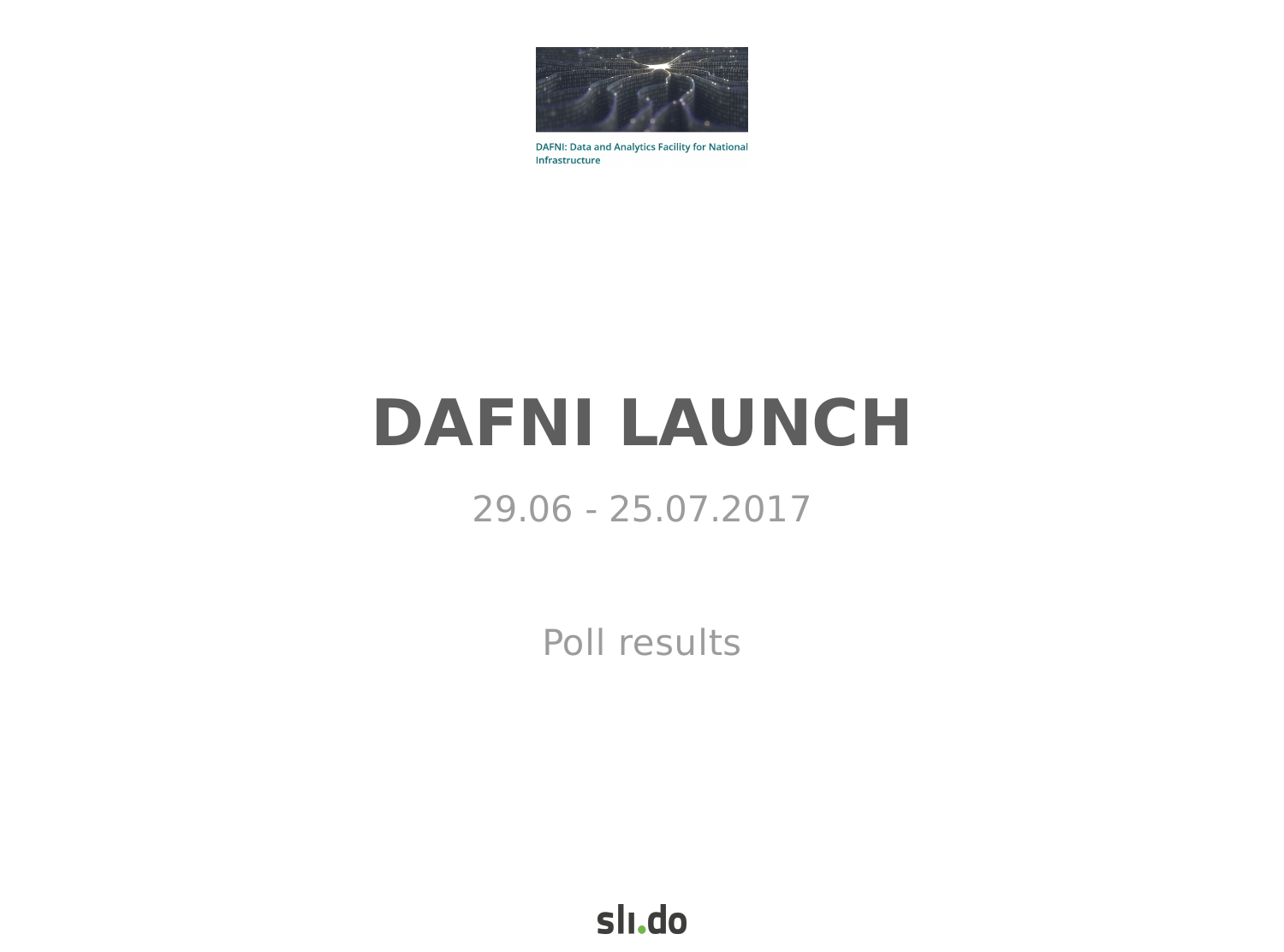DAFNI: Data and Analytics Facility for National Infrastructure

# DAFNI LAUNCH

29.06 - 25.07.2017

Poll results

sli.do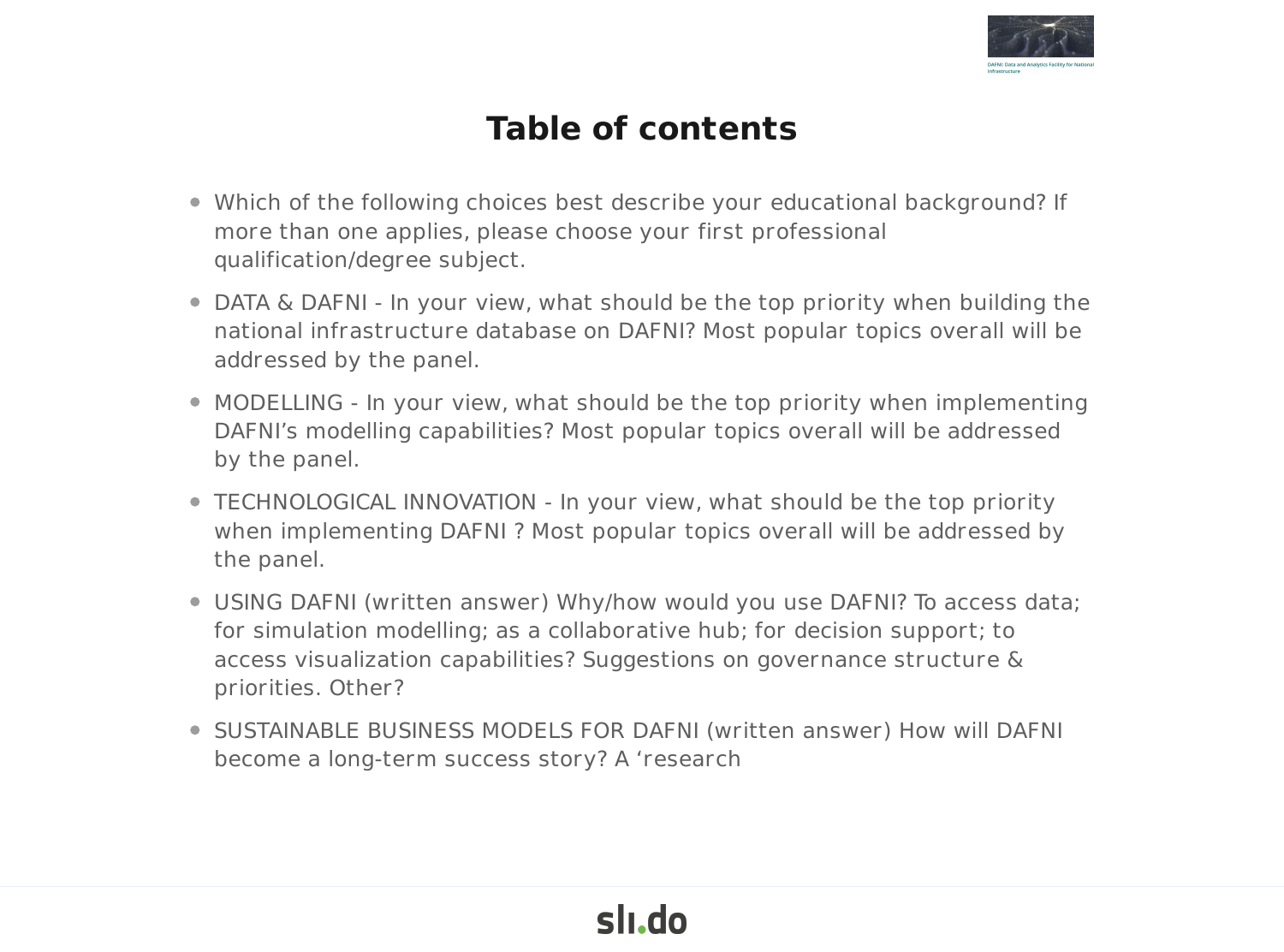# Table of contents

- Which of the following choices best describe your educational background? If more than one applies, please choose your first professional qualification/degree subject.
- DATA & DAFNI - In your view, what should be the top priority when building the national infrastructure database on DAFNI? Most popular topics overall will be addressed by the panel.
- MODELLING - In your view, what should be the top priority when implementing DAFNI's modelling capabilities? Most popular topics overall will be addressed by the panel.
- TECHNOLOGICAL INNOVATION - In your view, what should be the top priority when implementing DAFNI ? Most popular topics overall will be addressed by the panel.
- USING DAFNI (written answer) Why/how would you use DAFNI? To access data; for simulation modelling; as a collaborative hub; for decision support; to access visualization capabilities? Suggestions on governance structure & priorities. Other?
- SUSTAINABLE BUSINESS MODELS FOR DAFNI (written answer) How will DAFNI become a long-term success story? A 'research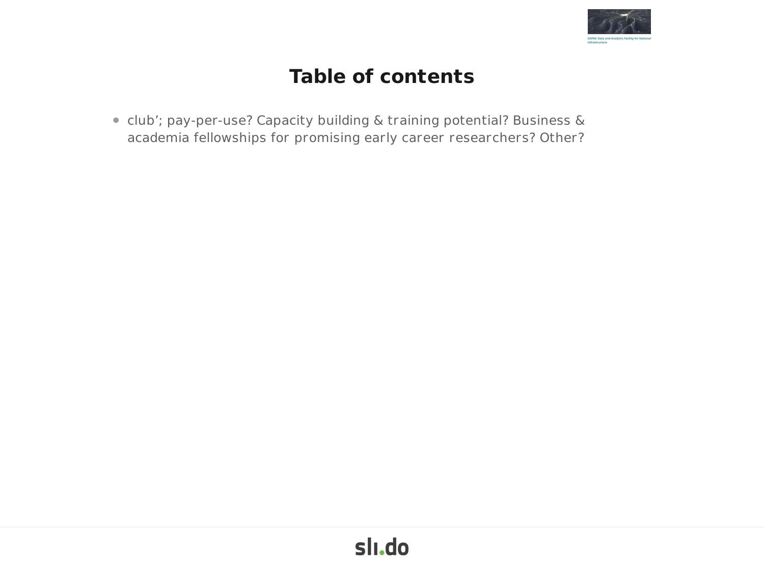# Table of contents

- club'; pay-per-use? Capacity building & training potential? Business & academia fellowships for promising early career researchers? Other?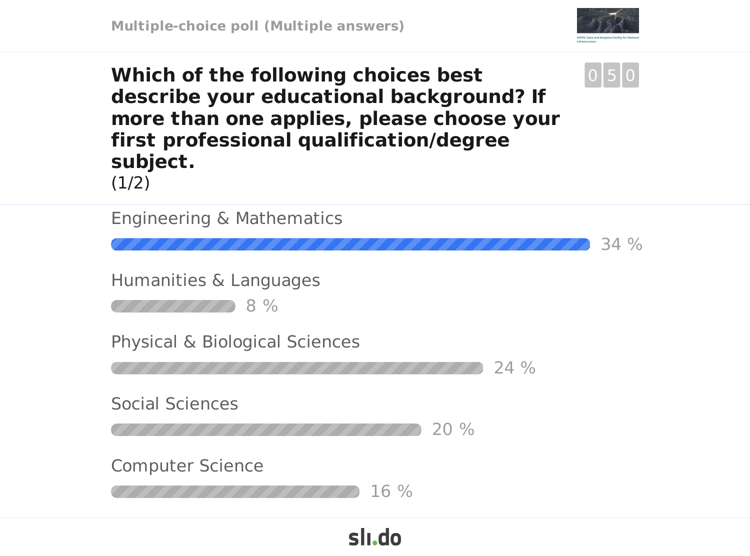Multiple-choice poll (Multiple answers)

DAFNI: Data and Analytics Facility for National Infrastructure

## Which of the following choices best describe your educational background? If more than one applies, please choose your first professional qualification/degree subject.

(1/2)

050

| Option | Percentage |
| --- | --- |
| Engineering & Mathematics | 34 % |
| Humanities & Languages | 8 % |
| Physical & Biological Sciences | 24 % |
| Social Sciences | 20 % |
| Computer Science | 16 % |

sli.do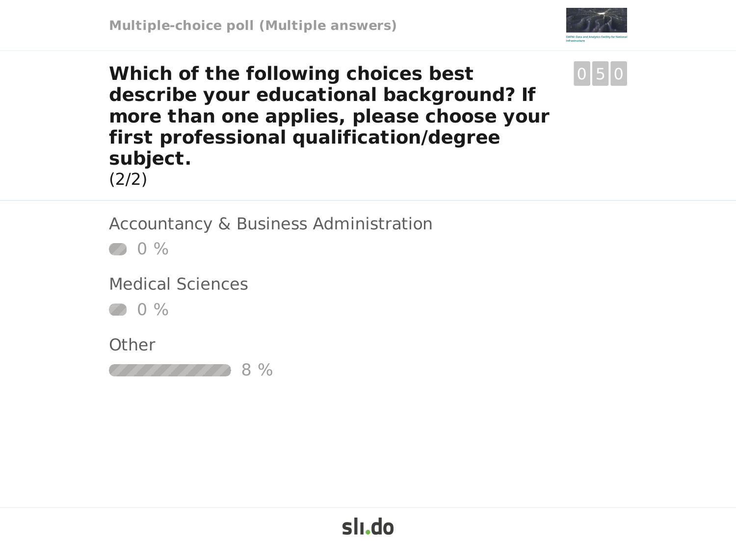Multiple-choice poll (Multiple answers)

DAFNI: Data and Analytics Facility for National Infrastructure

## Which of the following choices best describe your educational background? If more than one applies, please choose your first professional qualification/degree subject.

(2/2)

050

Accountancy & Business Administration

0 %

Medical Sciences

0 %

Other

8 %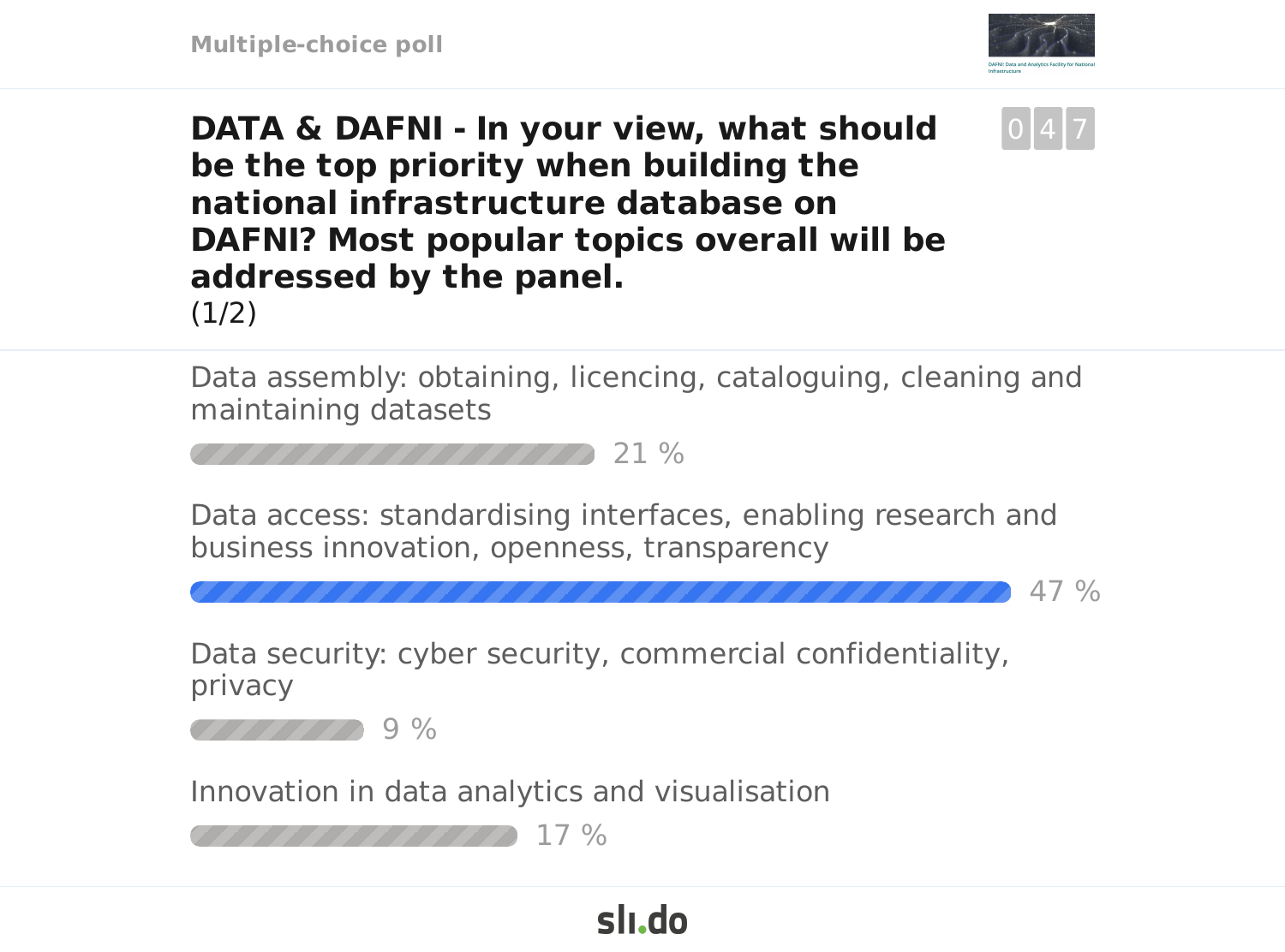Multiple-choice poll

## DATA & DAFNI - In your view, what should be the top priority when building the national infrastructure database on DAFNI? Most popular topics overall will be addressed by the panel.

(1/2)

047

Data assembly: obtaining, licencing, cataloguing, cleaning and maintaining datasets

21 %

Data access: standardising interfaces, enabling research and business innovation, openness, transparency

47 %

Data security: cyber security, commercial confidentiality, privacy

9 %

Innovation in data analytics and visualisation

17 %

sli.do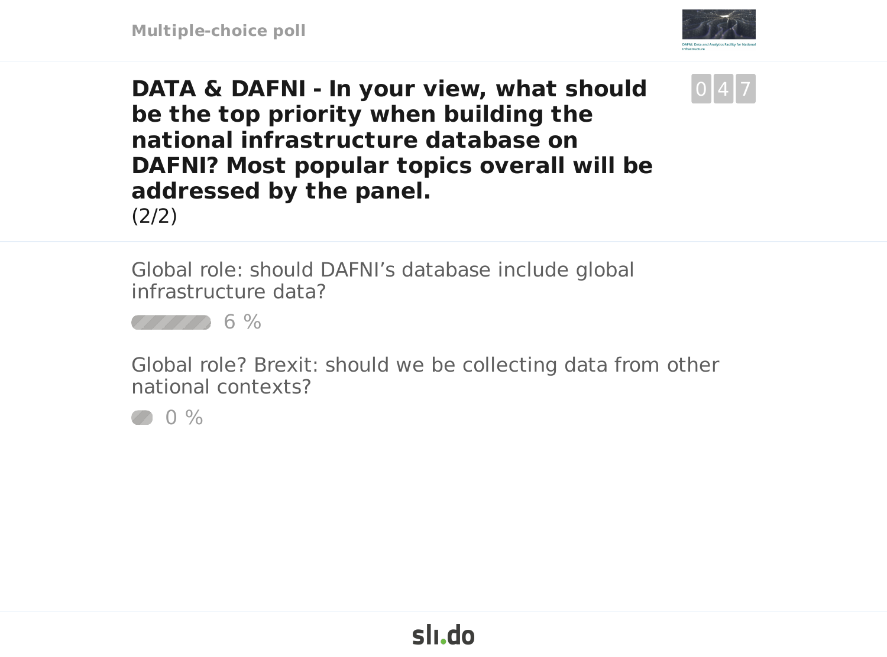Multiple-choice poll

# DATA & DAFNI - In your view, what should be the top priority when building the national infrastructure database on DAFNI? Most popular topics overall will be addressed by the panel.

(2/2)

047

Global role: should DAFNI's database include global infrastructure data?

6 %

Global role? Brexit: should we be collecting data from other national contexts?

0 %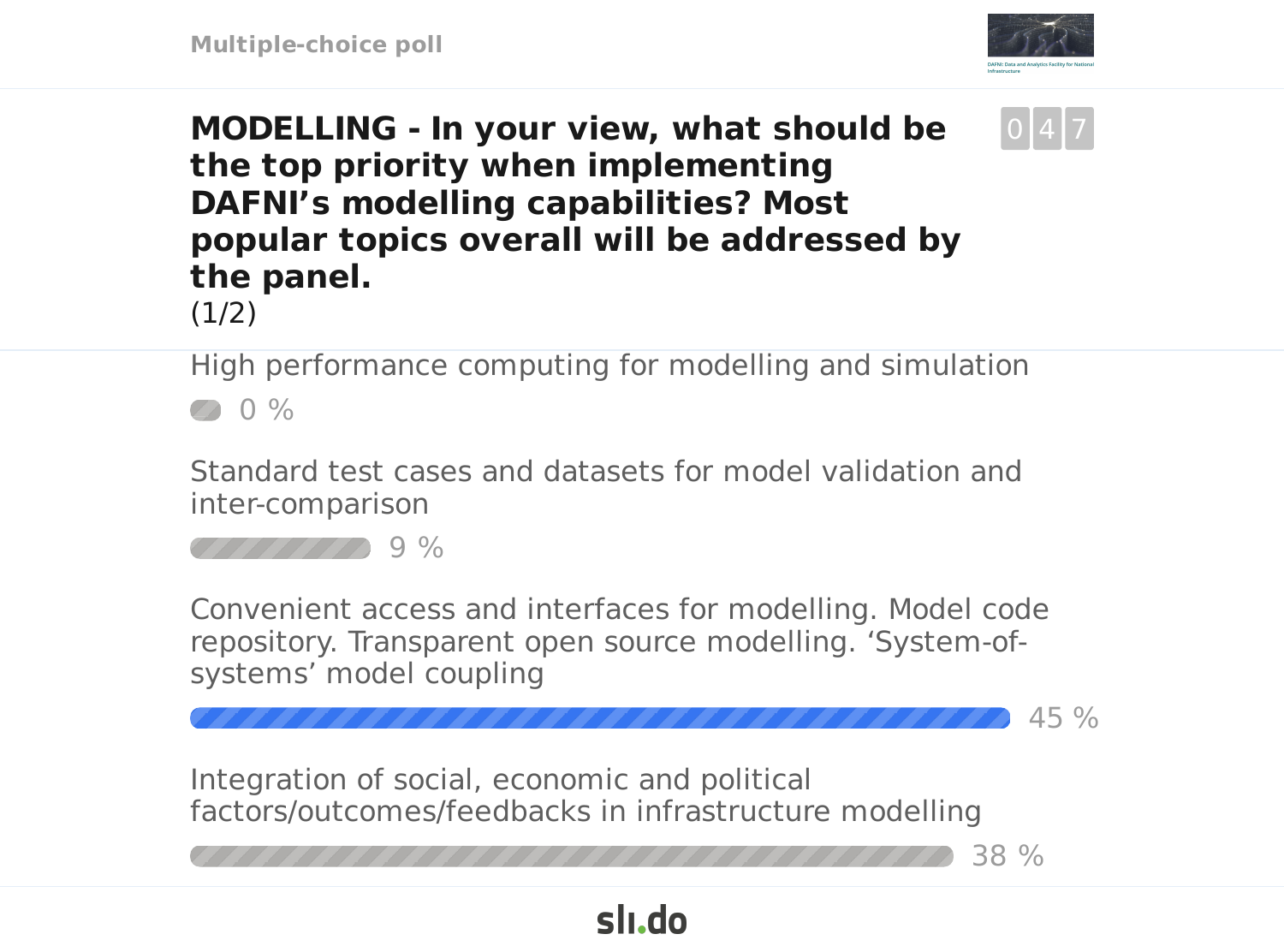Multiple-choice poll

DAFNI: Data and Analytics Facility for National Infrastructure

# MODELLING - In your view, what should be the top priority when implementing DAFNI's modelling capabilities? Most popular topics overall will be addressed by the panel.

(1/2)

047

High performance computing for modelling and simulation

0 %

Standard test cases and datasets for model validation and inter-comparison

9 %

Convenient access and interfaces for modelling. Model code repository. Transparent open source modelling. 'System-of-systems' model coupling

45 %

Integration of social, economic and political factors/outcomes/feedbacks in infrastructure modelling

38 %

sli.do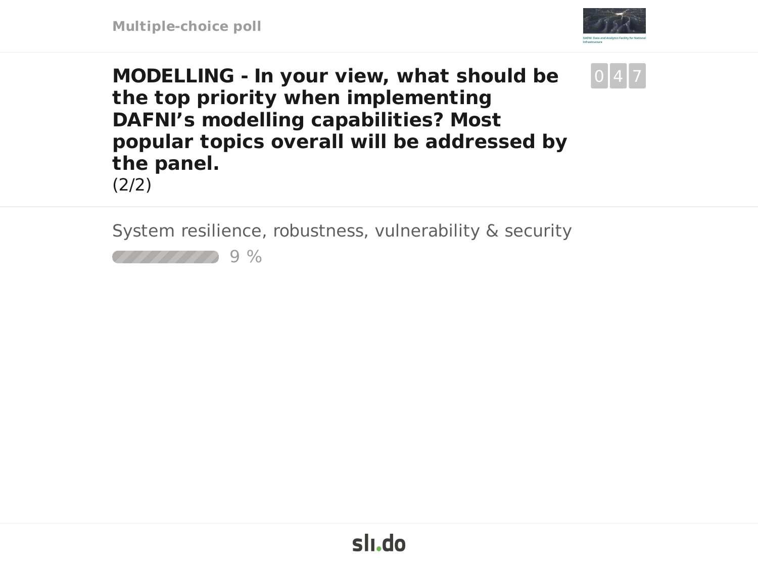Multiple-choice poll

## MODELLING - In your view, what should be the top priority when implementing DAFNI's modelling capabilities? Most popular topics overall will be addressed by the panel.

(2/2)

047

System resilience, robustness, vulnerability & security

9 %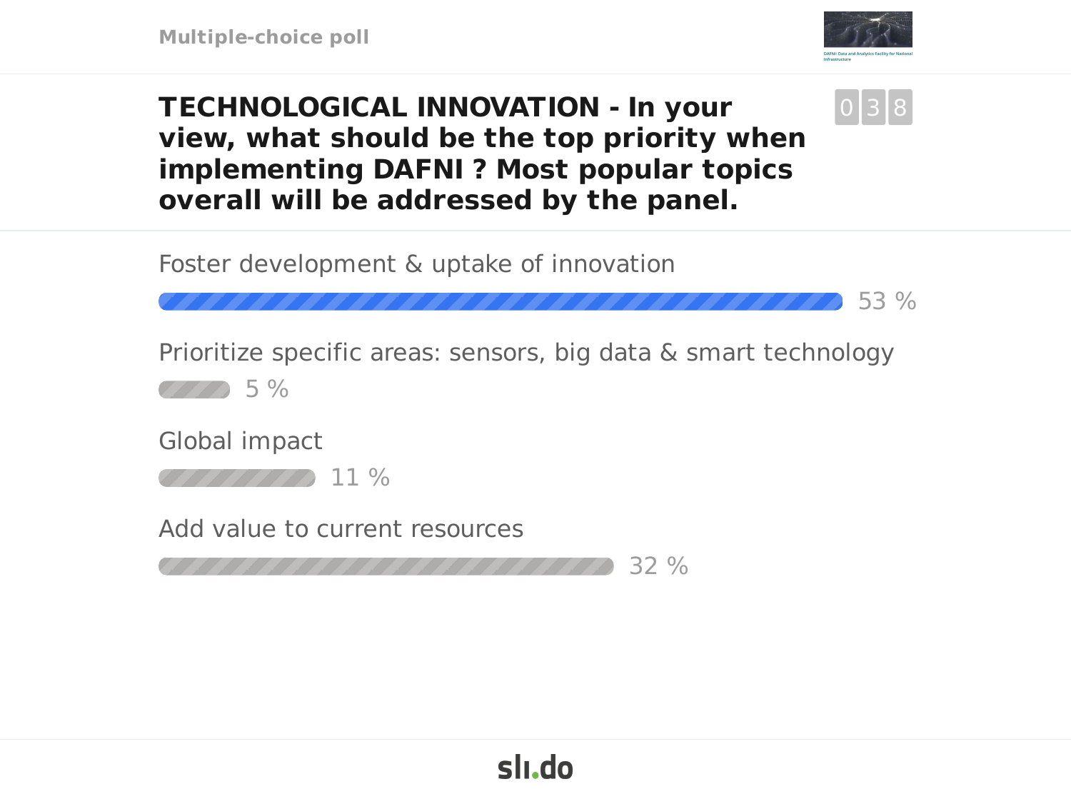Multiple-choice poll

# TECHNOLOGICAL INNOVATION - In your view, what should be the top priority when implementing DAFNI ? Most popular topics overall will be addressed by the panel.

038

Foster development & uptake of innovation

53 %

Prioritize specific areas: sensors, big data & smart technology

5 %

Global impact

11 %

Add value to current resources

32 %

sli.do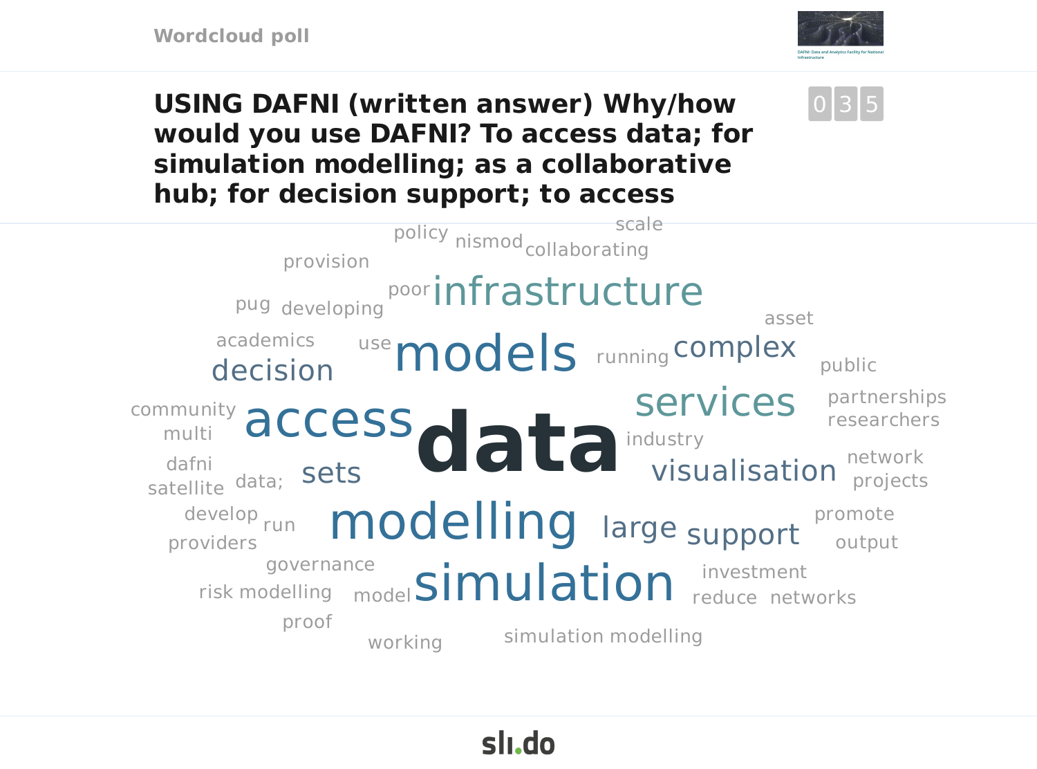Wordcloud poll

## USING DAFNI (written answer) Why/how would you use DAFNI? To access data; for simulation modelling; as a collaborative hub; for decision support; to access

035

policy nismod scale collaborating provision pug developing poor infrastructure asset academics use models running complex public decision community access data services partnerships researchers multi industry dafni data; sets visualisation network satellite projects develop run modelling large support promote providers output governance investment risk modelling model simulation reduce networks proof working simulation modelling

sli.do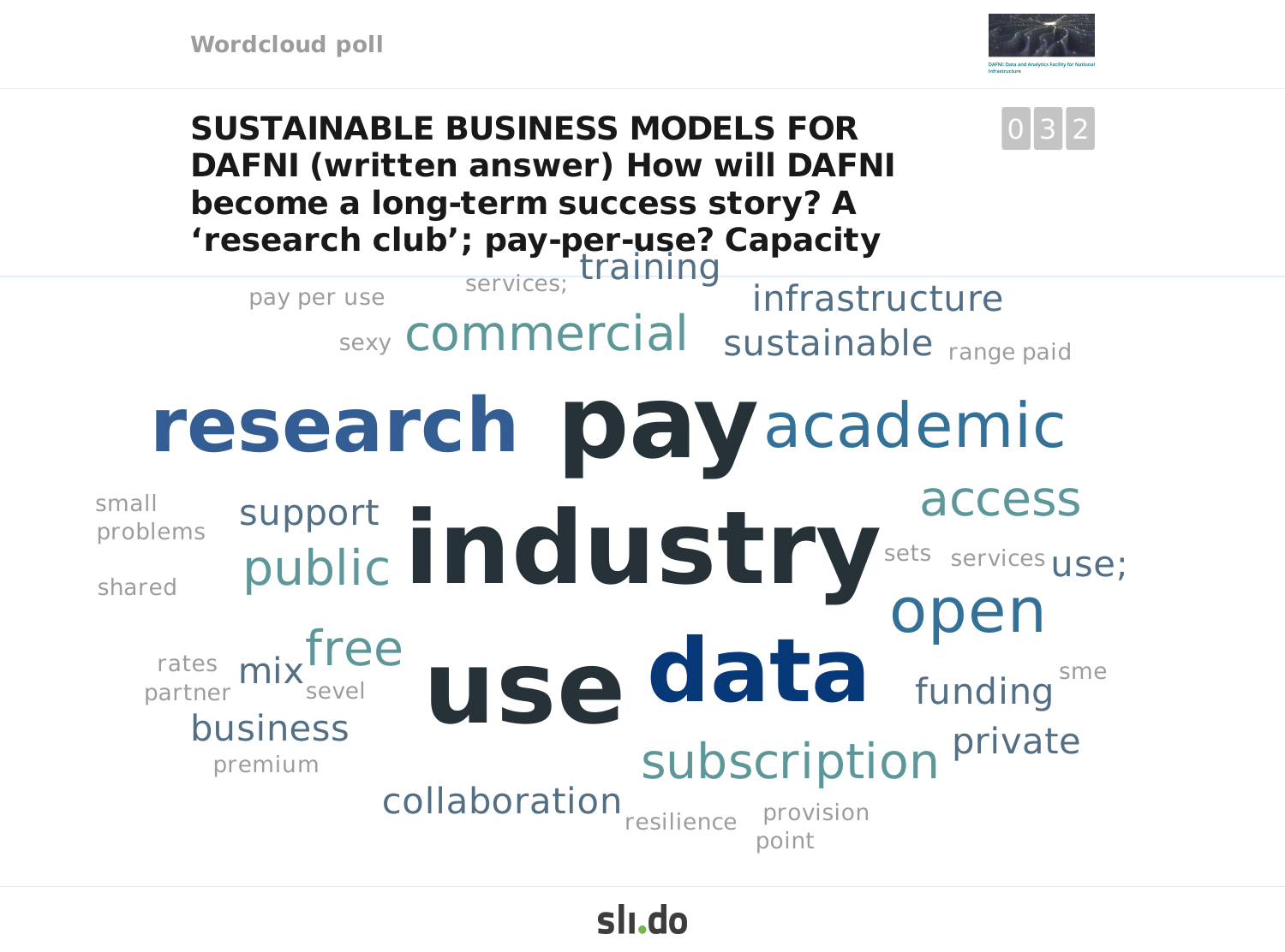Wordcloud poll

DAFNI: Data and Analytics Facility for National Infrastructure

032

**SUSTAINABLE BUSINESS MODELS FOR DAFNI (written answer) How will DAFNI become a long-term success story? A ‘research club’; pay-per-use? Capacity**

training
pay per use
services;
infrastructure
sexy
commercial
sustainable
range paid
research
pay
academic
small
problems
support
access
industry
sets
services
use;
public
shared
open
rates
mix
free
partner
sevel
use
data
funding
sme
business
private
premium
subscription
collaboration
resilience
provision
point

sli.do